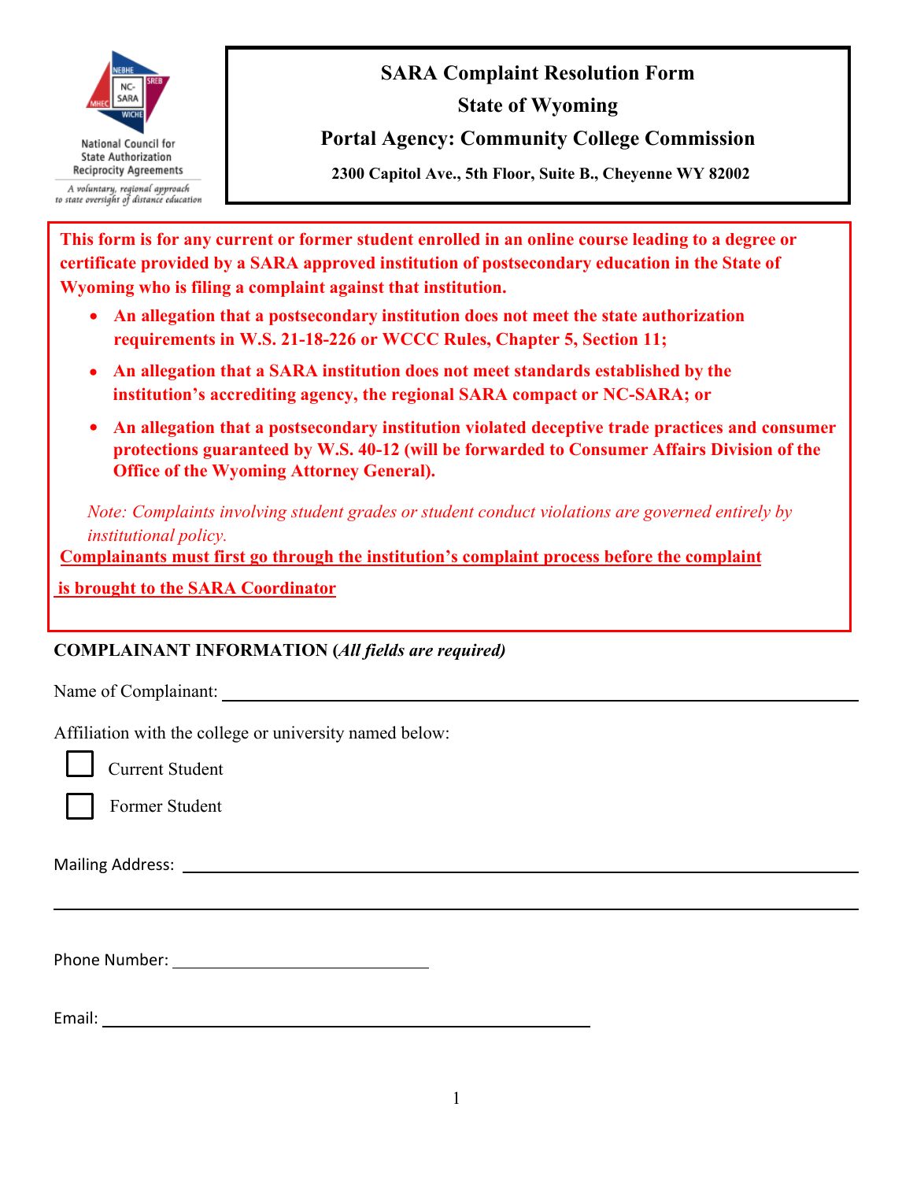National Council for State Authorization Reciprocity Agreements

*A voluntary, regional approach to state oversight of distance education*

# SARA Complaint Resolution Form

## State of Wyoming

## Portal Agency: Community College Commission

**2300 Capitol Ave., 5th Floor, Suite B., Cheyenne WY 82002**

**This form is for any current or former student enrolled in an online course leading to a degree or certificate provided by a SARA approved institution of postsecondary education in the State of Wyoming who is filing a complaint against that institution.**

- **An allegation that a postsecondary institution does not meet the state authorization requirements in W.S. 21-18-226 or WCCC Rules, Chapter 5, Section 11;**
- **An allegation that a SARA institution does not meet standards established by the institution's accrediting agency, the regional SARA compact or NC-SARA; or**
- **An allegation that a postsecondary institution violated deceptive trade practices and consumer protections guaranteed by W.S. 40-12 (will be forwarded to Consumer Affairs Division of the Office of the Wyoming Attorney General).**

*Note: Complaints involving student grades or student conduct violations are governed entirely by institutional policy.*

**Complainants must first go through the institution's complaint process before the complaint is brought to the SARA Coordinator**

**COMPLAINANT INFORMATION (*All fields are required)***

Name of Complainant: ______________________________

Affiliation with the college or university named below:

- [ ] Current Student
- [ ] Former Student

Mailing Address: ______________________________

______________________________

Phone Number: ______________________________

Email: ______________________________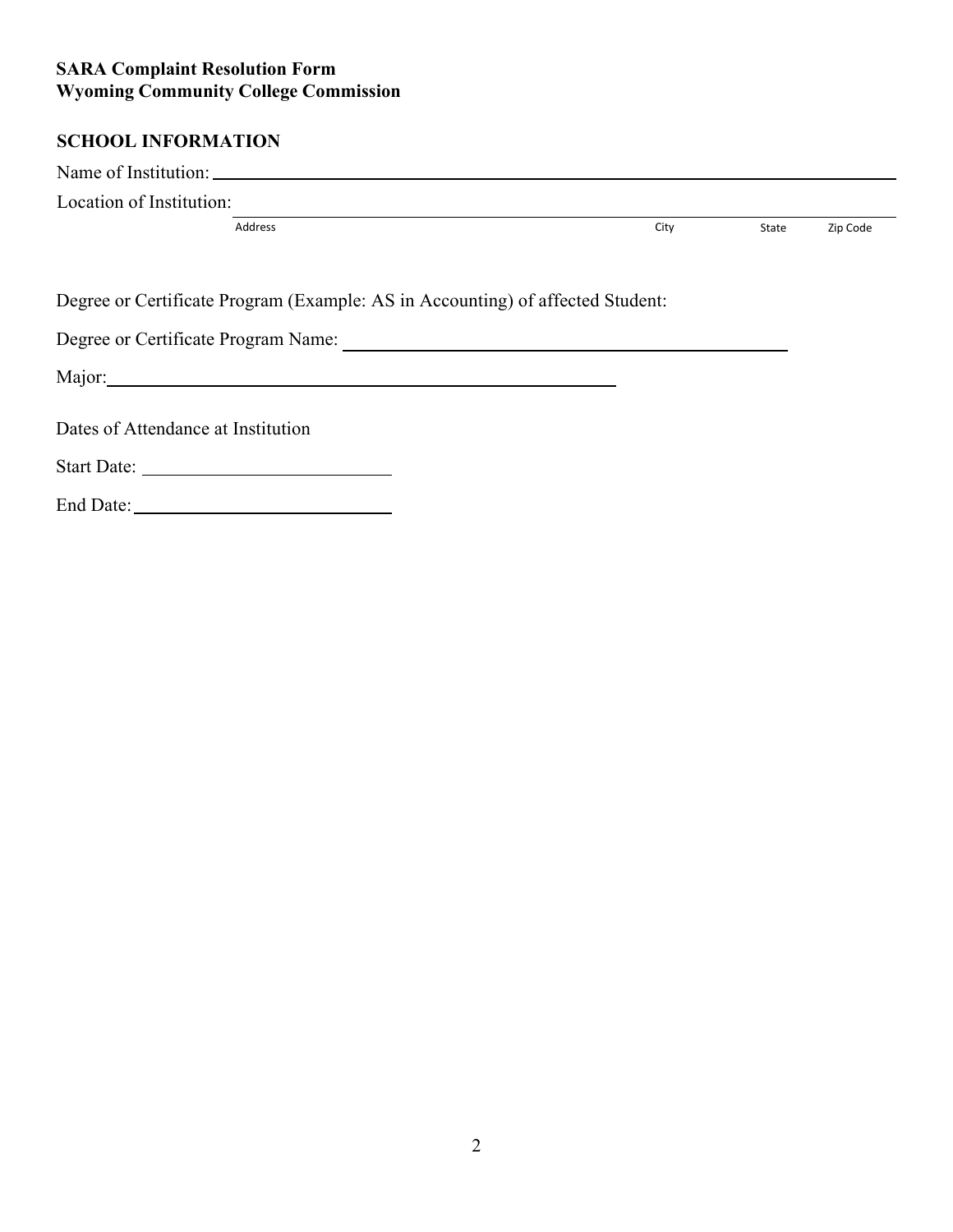**SARA Complaint Resolution Form**
**Wyoming Community College Commission**

## SCHOOL INFORMATION

Name of Institution: ______________________________________________

Location of Institution: ______________________________________________

Address City State Zip Code

Degree or Certificate Program (Example: AS in Accounting) of affected Student:

Degree or Certificate Program Name: ______________________________

Major: ______________________________

Dates of Attendance at Institution

Start Date: ____________________

End Date: ____________________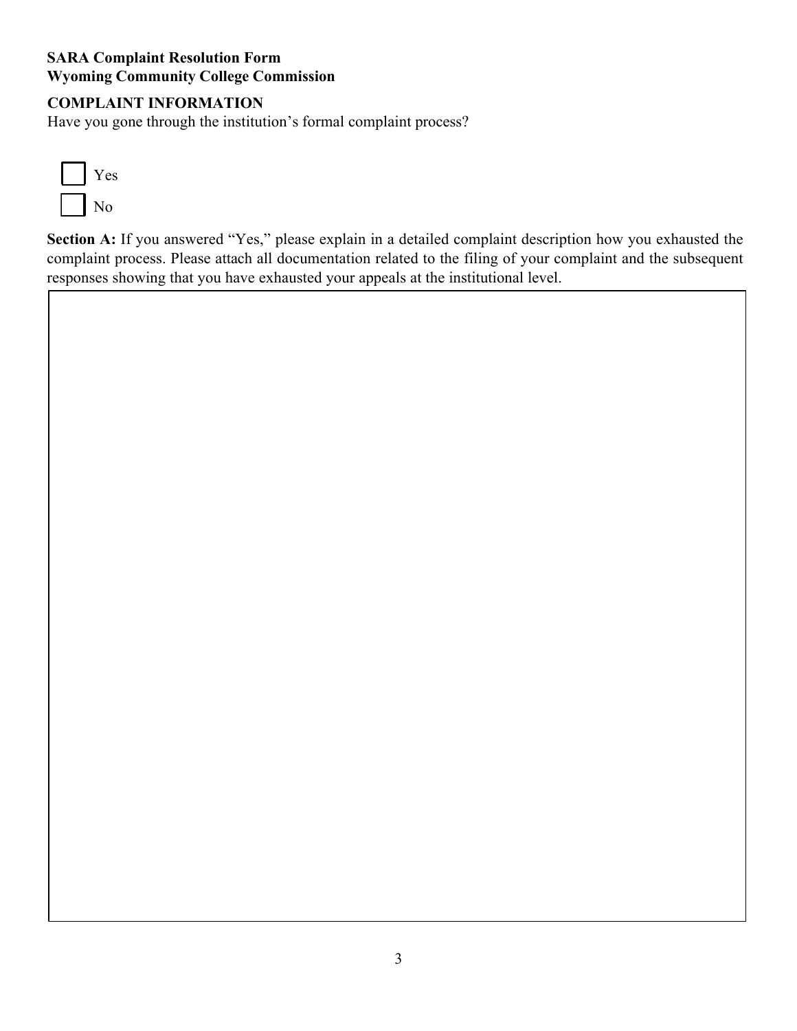**SARA Complaint Resolution Form**
**Wyoming Community College Commission**

## COMPLAINT INFORMATION

Have you gone through the institution's formal complaint process?

- [ ] Yes
- [ ] No

**Section A:** If you answered "Yes," please explain in a detailed complaint description how you exhausted the complaint process. Please attach all documentation related to the filing of your complaint and the subsequent responses showing that you have exhausted your appeals at the institutional level.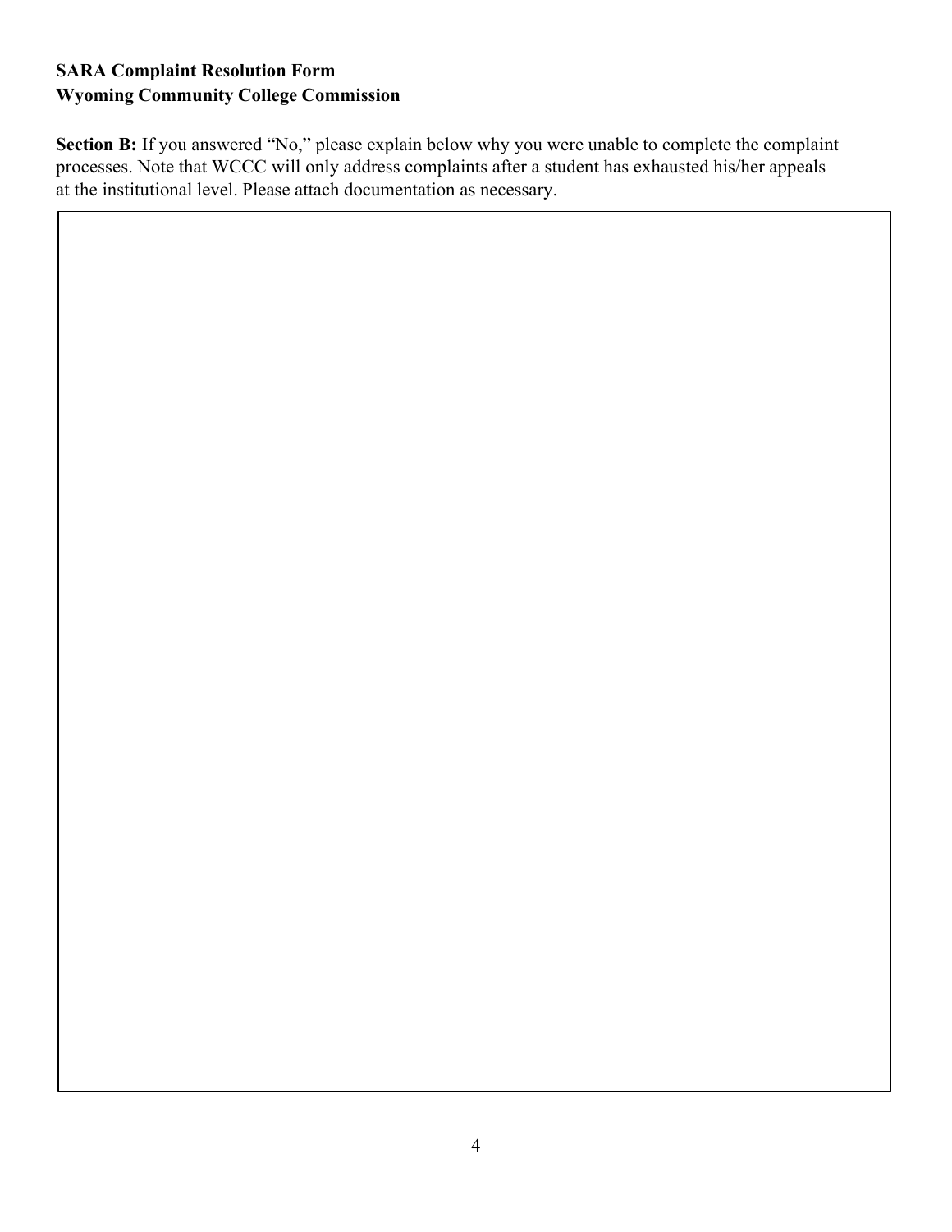**SARA Complaint Resolution Form**
**Wyoming Community College Commission**

**Section B:** If you answered "No," please explain below why you were unable to complete the complaint processes. Note that WCCC will only address complaints after a student has exhausted his/her appeals at the institutional level. Please attach documentation as necessary.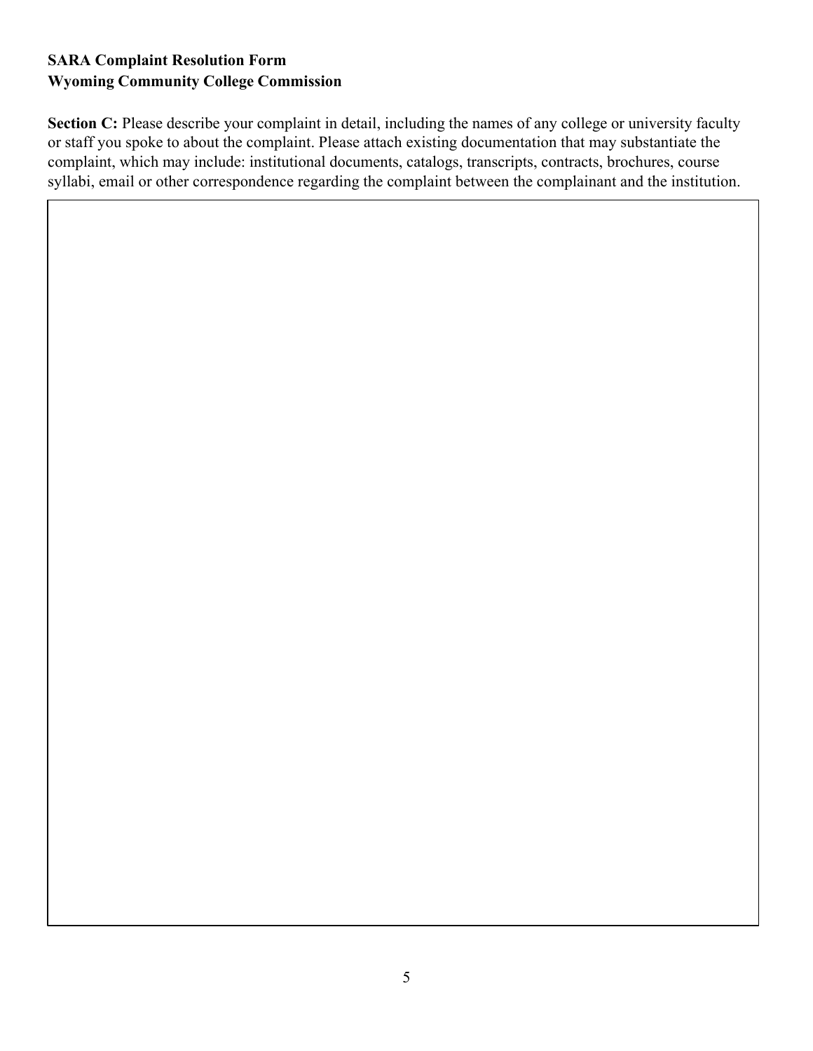**SARA Complaint Resolution Form**
**Wyoming Community College Commission**

**Section C:** Please describe your complaint in detail, including the names of any college or university faculty or staff you spoke to about the complaint. Please attach existing documentation that may substantiate the complaint, which may include: institutional documents, catalogs, transcripts, contracts, brochures, course syllabi, email or other correspondence regarding the complaint between the complainant and the institution.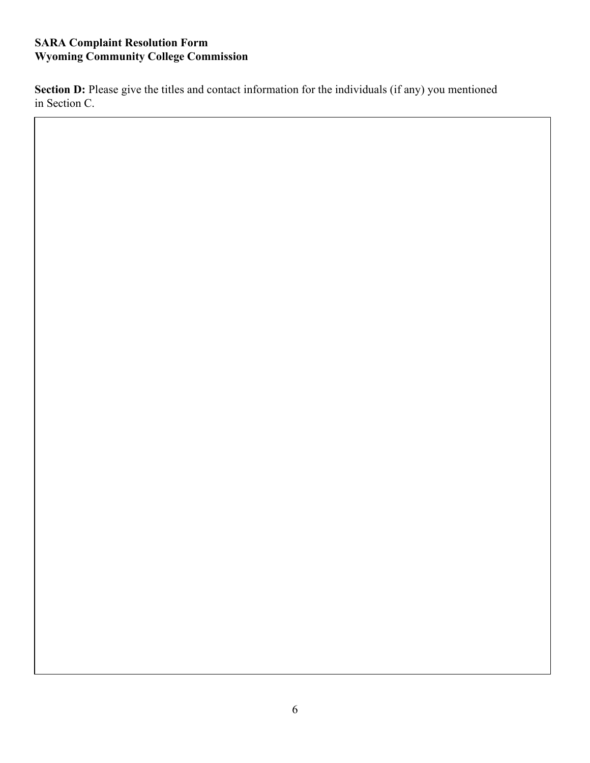**SARA Complaint Resolution Form**
**Wyoming Community College Commission**

**Section D:** Please give the titles and contact information for the individuals (if any) you mentioned in Section C.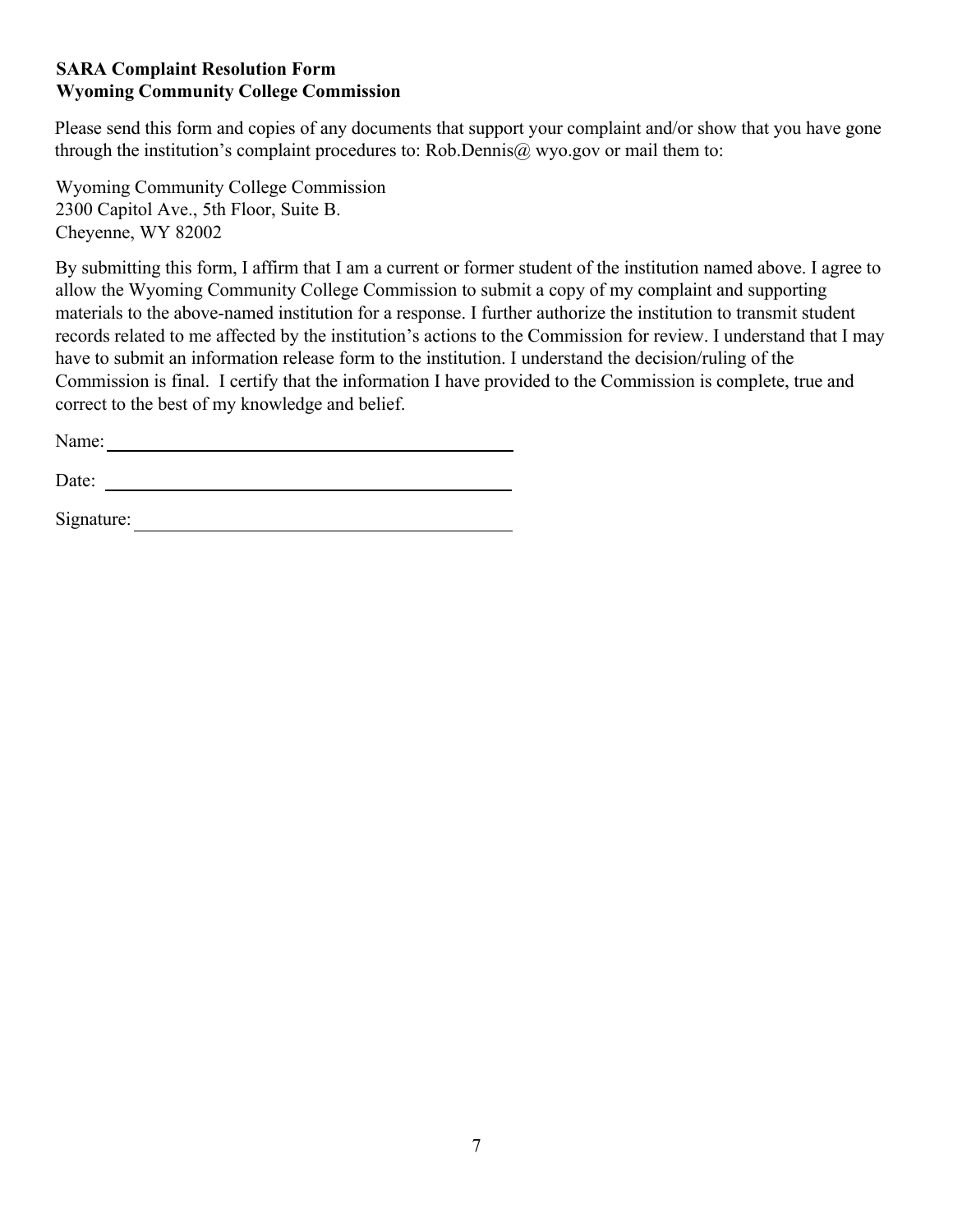**SARA Complaint Resolution Form**
**Wyoming Community College Commission**

Please send this form and copies of any documents that support your complaint and/or show that you have gone through the institution's complaint procedures to: Rob.Dennis@ wyo.gov or mail them to:

Wyoming Community College Commission
2300 Capitol Ave., 5th Floor, Suite B.
Cheyenne, WY 82002

By submitting this form, I affirm that I am a current or former student of the institution named above. I agree to allow the Wyoming Community College Commission to submit a copy of my complaint and supporting materials to the above-named institution for a response. I further authorize the institution to transmit student records related to me affected by the institution's actions to the Commission for review. I understand that I may have to submit an information release form to the institution. I understand the decision/ruling of the Commission is final. I certify that the information I have provided to the Commission is complete, true and correct to the best of my knowledge and belief.

Name: ______________________________________________

Date: ______________________________________________

Signature: __________________________________________